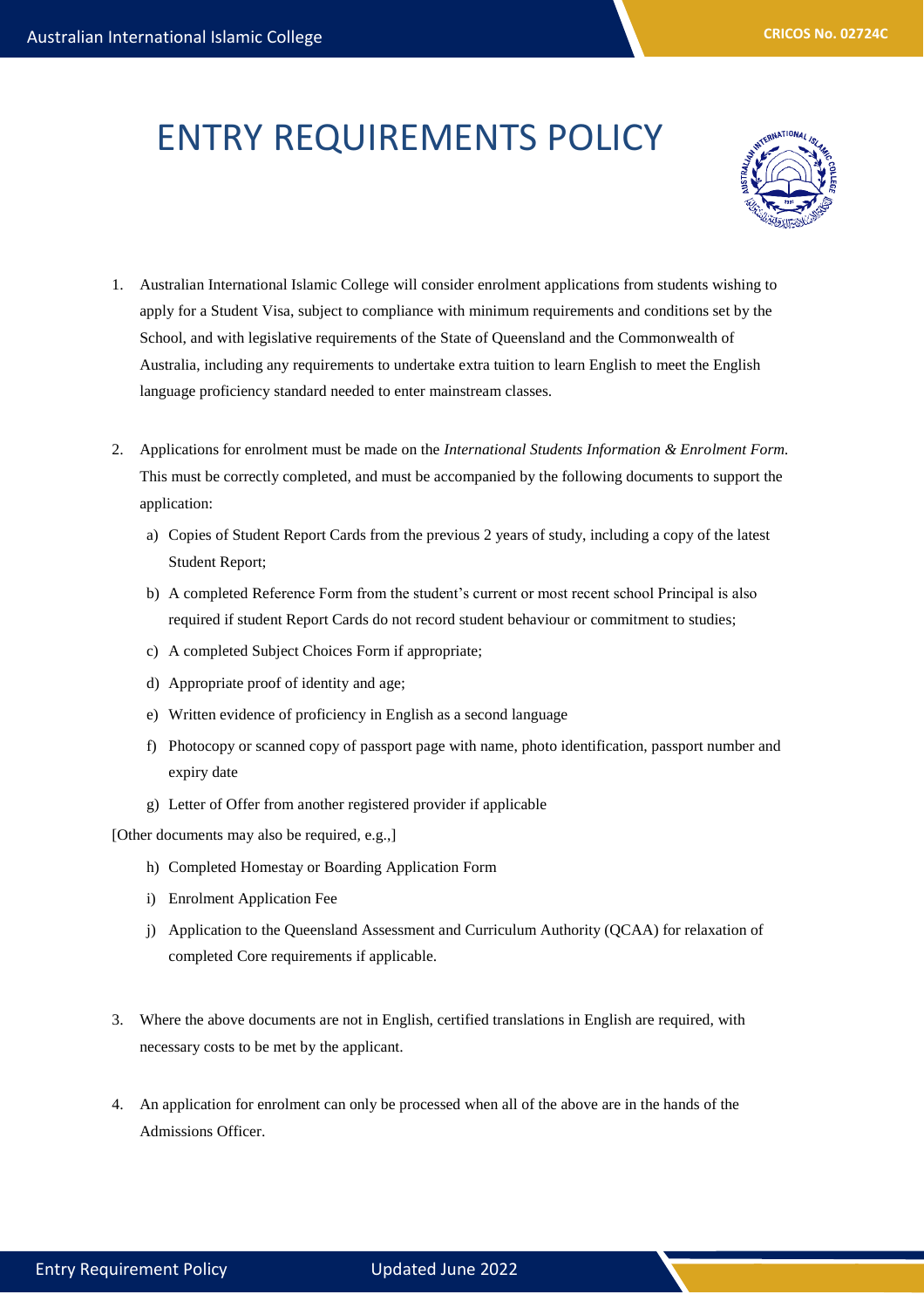# ENTRY REQUIREMENTS POLICY

1. Australian International Islamic College will consider enrolment applications from students wishing to apply for a Student Visa, subject to compliance with minimum requirements and conditions set by the School, and with legislative requirements of the State of Queensland and the Commonwealth of Australia, including any requirements to undertake extra tuition to learn English to meet the English language proficiency standard needed to enter mainstream classes.

2. Applications for enrolment must be made on the *International Students Information & Enrolment Form.* This must be correctly completed, and must be accompanied by the following documents to support the application:

   a) Copies of Student Report Cards from the previous 2 years of study, including a copy of the latest Student Report;

   b) A completed Reference Form from the student's current or most recent school Principal is also required if student Report Cards do not record student behaviour or commitment to studies;

   c) A completed Subject Choices Form if appropriate;

   d) Appropriate proof of identity and age;

   e) Written evidence of proficiency in English as a second language

   f) Photocopy or scanned copy of passport page with name, photo identification, passport number and expiry date

   g) Letter of Offer from another registered provider if applicable

[Other documents may also be required, e.g.,]

   h) Completed Homestay or Boarding Application Form

   i) Enrolment Application Fee

   j) Application to the Queensland Assessment and Curriculum Authority (QCAA) for relaxation of completed Core requirements if applicable.

3. Where the above documents are not in English, certified translations in English are required, with necessary costs to be met by the applicant.

4. An application for enrolment can only be processed when all of the above are in the hands of the Admissions Officer.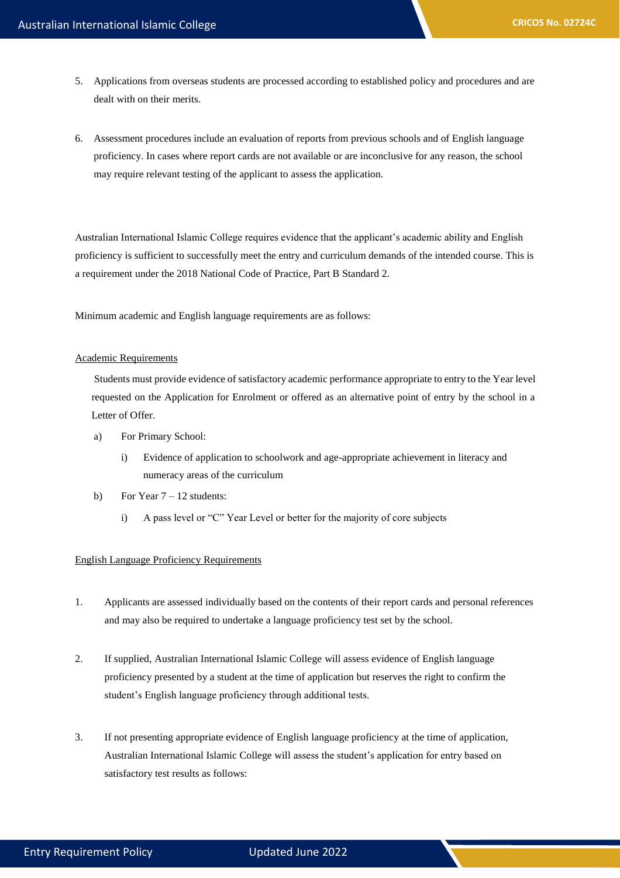5. Applications from overseas students are processed according to established policy and procedures and are dealt with on their merits.

6. Assessment procedures include an evaluation of reports from previous schools and of English language proficiency. In cases where report cards are not available or are inconclusive for any reason, the school may require relevant testing of the applicant to assess the application.

Australian International Islamic College requires evidence that the applicant's academic ability and English proficiency is sufficient to successfully meet the entry and curriculum demands of the intended course. This is a requirement under the 2018 National Code of Practice, Part B Standard 2.

Minimum academic and English language requirements are as follows:

<u>Academic Requirements</u>

Students must provide evidence of satisfactory academic performance appropriate to entry to the Year level requested on the Application for Enrolment or offered as an alternative point of entry by the school in a Letter of Offer.

a) For Primary School:
   - i) Evidence of application to schoolwork and age-appropriate achievement in literacy and numeracy areas of the curriculum

b) For Year 7 – 12 students:
   - i) A pass level or "C" Year Level or better for the majority of core subjects

<u>English Language Proficiency Requirements</u>

1. Applicants are assessed individually based on the contents of their report cards and personal references and may also be required to undertake a language proficiency test set by the school.

2. If supplied, Australian International Islamic College will assess evidence of English language proficiency presented by a student at the time of application but reserves the right to confirm the student's English language proficiency through additional tests.

3. If not presenting appropriate evidence of English language proficiency at the time of application, Australian International Islamic College will assess the student's application for entry based on satisfactory test results as follows: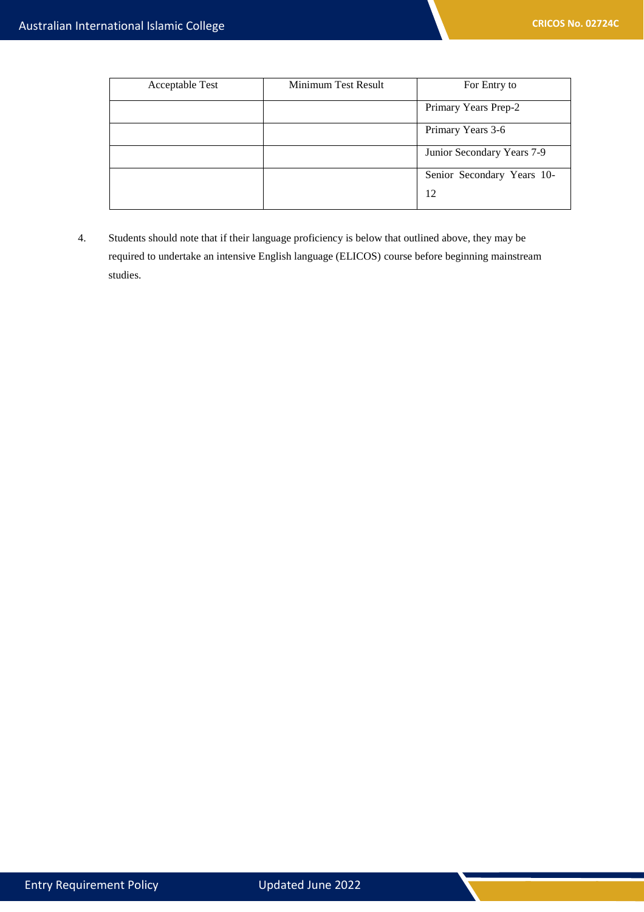| Acceptable Test | Minimum Test Result | For Entry to |
| --- | --- | --- |
| | | Primary Years Prep-2 |
| | | Primary Years 3-6 |
| | | Junior Secondary Years 7-9 |
| | | Senior Secondary Years 10-12 |

4. Students should note that if their language proficiency is below that outlined above, they may be required to undertake an intensive English language (ELICOS) course before beginning mainstream studies.